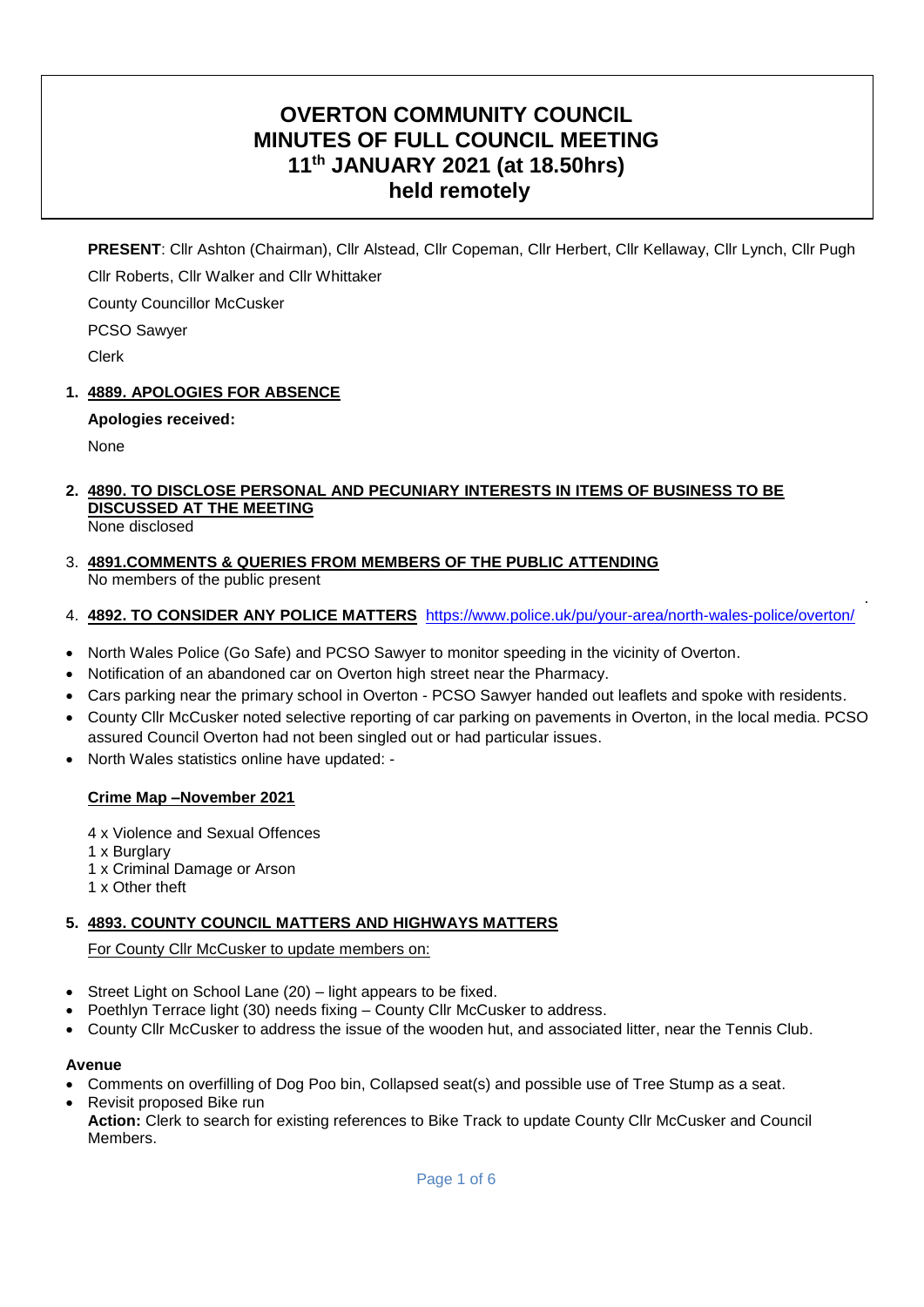# OVERTON COMMUNITY COUNCIL
# MINUTES OF FULL COUNCIL MEETING
# 11th JANUARY 2021 (at 18.50hrs)
# held remotely

**PRESENT**: Cllr Ashton (Chairman), Cllr Alstead, Cllr Copeman, Cllr Herbert, Cllr Kellaway, Cllr Lynch, Cllr Pugh Cllr Roberts, Cllr Walker and Cllr Whittaker

County Councillor McCusker

PCSO Sawyer

Clerk

1. **4889. APOLOGIES FOR ABSENCE**

   **Apologies received:**

   None

2. **4890. TO DISCLOSE PERSONAL AND PECUNIARY INTERESTS IN ITEMS OF BUSINESS TO BE DISCUSSED AT THE MEETING**
   None disclosed

3. **4891.COMMENTS & QUERIES FROM MEMBERS OF THE PUBLIC ATTENDING**
   No members of the public present

4. **4892. TO CONSIDER ANY POLICE MATTERS** https://www.police.uk/pu/your-area/north-wales-police/overton/

- North Wales Police (Go Safe) and PCSO Sawyer to monitor speeding in the vicinity of Overton.
- Notification of an abandoned car on Overton high street near the Pharmacy.
- Cars parking near the primary school in Overton - PCSO Sawyer handed out leaflets and spoke with residents.
- County Cllr McCusker noted selective reporting of car parking on pavements in Overton, in the local media. PCSO assured Council Overton had not been singled out or had particular issues.
- North Wales statistics online have updated: -

**Crime Map –November 2021**

4 x Violence and Sexual Offences
1 x Burglary
1 x Criminal Damage or Arson
1 x Other theft

5. **4893. COUNTY COUNCIL MATTERS AND HIGHWAYS MATTERS**

   For County Cllr McCusker to update members on:

- Street Light on School Lane (20) – light appears to be fixed.
- Poethlyn Terrace light (30) needs fixing – County Cllr McCusker to address.
- County Cllr McCusker to address the issue of the wooden hut, and associated litter, near the Tennis Club.

**Avenue**

- Comments on overfilling of Dog Poo bin, Collapsed seat(s) and possible use of Tree Stump as a seat.
- Revisit proposed Bike run
  **Action:** Clerk to search for existing references to Bike Track to update County Cllr McCusker and Council Members.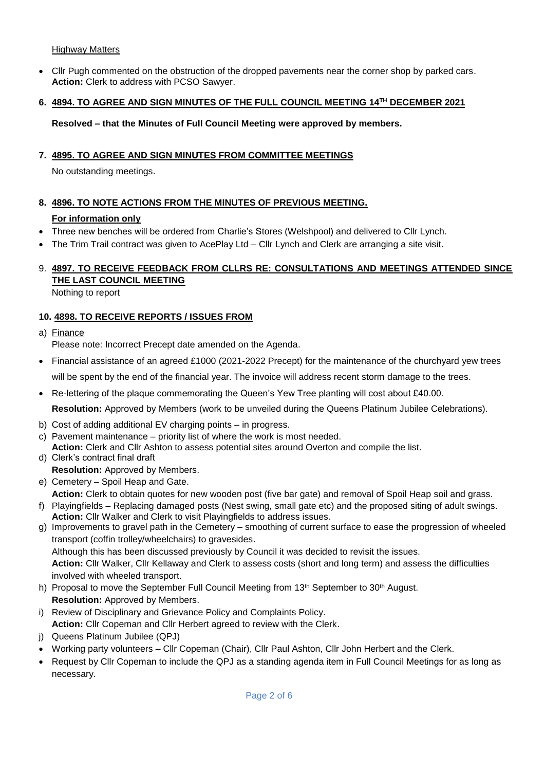Highway Matters

- Cllr Pugh commented on the obstruction of the dropped pavements near the corner shop by parked cars. **Action:** Clerk to address with PCSO Sawyer.

**6. 4894. TO AGREE AND SIGN MINUTES OF THE FULL COUNCIL MEETING 14TH DECEMBER 2021**

**Resolved – that the Minutes of Full Council Meeting were approved by members.**

**7. 4895. TO AGREE AND SIGN MINUTES FROM COMMITTEE MEETINGS**

No outstanding meetings.

**8. 4896. TO NOTE ACTIONS FROM THE MINUTES OF PREVIOUS MEETING.**

**For information only**

- Three new benches will be ordered from Charlie's Stores (Welshpool) and delivered to Cllr Lynch.
- The Trim Trail contract was given to AcePlay Ltd – Cllr Lynch and Clerk are arranging a site visit.

9. **4897. TO RECEIVE FEEDBACK FROM CLLRS RE: CONSULTATIONS AND MEETINGS ATTENDED SINCE THE LAST COUNCIL MEETING**

Nothing to report

**10. 4898. TO RECEIVE REPORTS / ISSUES FROM**

a) Finance

Please note: Incorrect Precept date amended on the Agenda.

- Financial assistance of an agreed £1000 (2021-2022 Precept) for the maintenance of the churchyard yew trees will be spent by the end of the financial year. The invoice will address recent storm damage to the trees.
- Re-lettering of the plaque commemorating the Queen's Yew Tree planting will cost about £40.00.

**Resolution:** Approved by Members (work to be unveiled during the Queens Platinum Jubilee Celebrations).

b) Cost of adding additional EV charging points – in progress.

c) Pavement maintenance – priority list of where the work is most needed.
**Action:** Clerk and Cllr Ashton to assess potential sites around Overton and compile the list.

d) Clerk's contract final draft
**Resolution:** Approved by Members.

e) Cemetery – Spoil Heap and Gate.
**Action:** Clerk to obtain quotes for new wooden post (five bar gate) and removal of Spoil Heap soil and grass.

f) Playingfields – Replacing damaged posts (Nest swing, small gate etc) and the proposed siting of adult swings.
**Action:** Cllr Walker and Clerk to visit Playingfields to address issues.

g) Improvements to gravel path in the Cemetery – smoothing of current surface to ease the progression of wheeled transport (coffin trolley/wheelchairs) to gravesides.
Although this has been discussed previously by Council it was decided to revisit the issues.
**Action:** Cllr Walker, Cllr Kellaway and Clerk to assess costs (short and long term) and assess the difficulties involved with wheeled transport.

h) Proposal to move the September Full Council Meeting from 13th September to 30th August.
**Resolution:** Approved by Members.

i) Review of Disciplinary and Grievance Policy and Complaints Policy.
**Action:** Cllr Copeman and Cllr Herbert agreed to review with the Clerk.

j) Queens Platinum Jubilee (QPJ)

- Working party volunteers – Cllr Copeman (Chair), Cllr Paul Ashton, Cllr John Herbert and the Clerk.
- Request by Cllr Copeman to include the QPJ as a standing agenda item in Full Council Meetings for as long as necessary.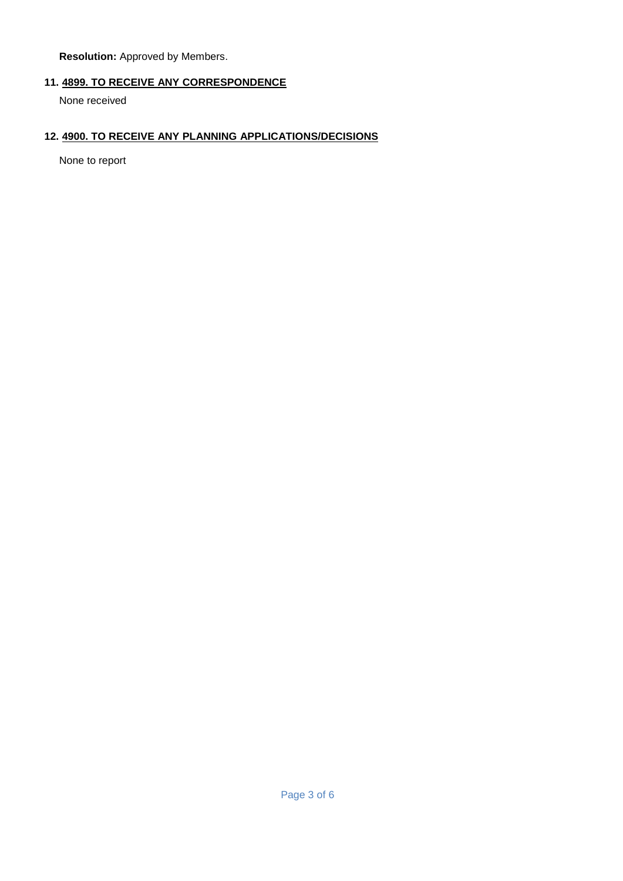**Resolution:** Approved by Members.

**11. <u>4899. TO RECEIVE ANY CORRESPONDENCE</u>**

None received

**12. <u>4900. TO RECEIVE ANY PLANNING APPLICATIONS/DECISIONS</u>**

None to report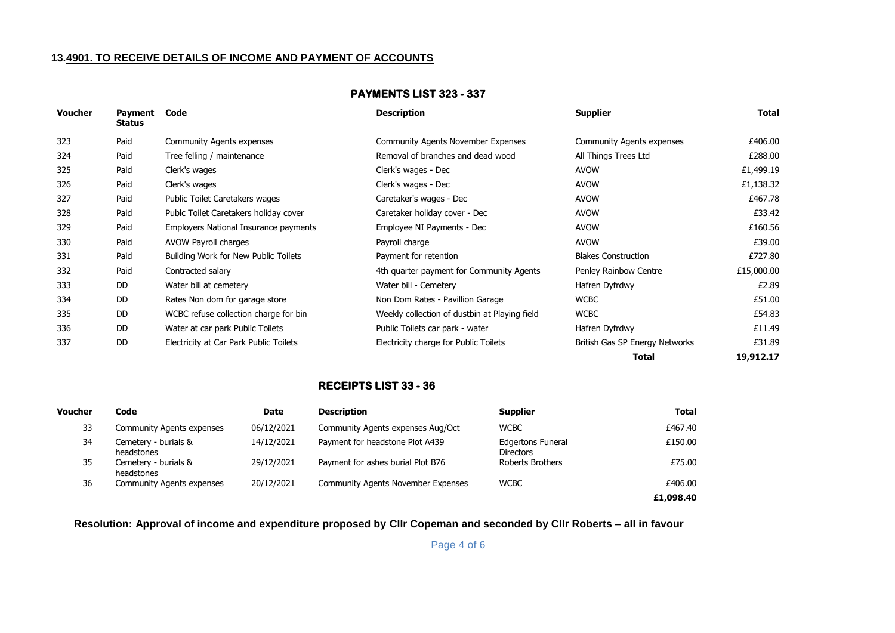**13.4901. TO RECEIVE DETAILS OF INCOME AND PAYMENT OF ACCOUNTS**

## PAYMENTS LIST 323 - 337

| Voucher | Payment Status | Code | Description | Supplier | Total |
|---|---|---|---|---|---|
| 323 | Paid | Community Agents expenses | Community Agents November Expenses | Community Agents expenses | £406.00 |
| 324 | Paid | Tree felling / maintenance | Removal of branches and dead wood | All Things Trees Ltd | £288.00 |
| 325 | Paid | Clerk's wages | Clerk's wages - Dec | AVOW | £1,499.19 |
| 326 | Paid | Clerk's wages | Clerk's wages - Dec | AVOW | £1,138.32 |
| 327 | Paid | Public Toilet Caretakers wages | Caretaker's wages - Dec | AVOW | £467.78 |
| 328 | Paid | Publc Toilet Caretakers holiday cover | Caretaker holiday cover - Dec | AVOW | £33.42 |
| 329 | Paid | Employers National Insurance payments | Employee NI Payments - Dec | AVOW | £160.56 |
| 330 | Paid | AVOW Payroll charges | Payroll charge | AVOW | £39.00 |
| 331 | Paid | Building Work for New Public Toilets | Payment for retention | Blakes Construction | £727.80 |
| 332 | Paid | Contracted salary | 4th quarter payment for Community Agents | Penley Rainbow Centre | £15,000.00 |
| 333 | DD | Water bill at cemetery | Water bill - Cemetery | Hafren Dyfrdwy | £2.89 |
| 334 | DD | Rates Non dom for garage store | Non Dom Rates - Pavillion Garage | WCBC | £51.00 |
| 335 | DD | WCBC refuse collection charge for bin | Weekly collection of dustbin at Playing field | WCBC | £54.83 |
| 336 | DD | Water at car park Public Toilets | Public Toilets car park - water | Hafren Dyfrdwy | £11.49 |
| 337 | DD | Electricity at Car Park Public Toilets | Electricity charge for Public Toilets | British Gas SP Energy Networks | £31.89 |
| | | | | **Total** | **19,912.17** |

## RECEIPTS LIST 33 - 36

| Voucher | Code | Date | Description | Supplier | Total |
|---|---|---|---|---|---|
| 33 | Community Agents expenses | 06/12/2021 | Community Agents expenses Aug/Oct | WCBC | £467.40 |
| 34 | Cemetery - burials & headstones | 14/12/2021 | Payment for headstone Plot A439 | Edgertons Funeral Directors | £150.00 |
| 35 | Cemetery - burials & headstones | 29/12/2021 | Payment for ashes burial Plot B76 | Roberts Brothers | £75.00 |
| 36 | Community Agents expenses | 20/12/2021 | Community Agents November Expenses | WCBC | £406.00 |
| | | | | | **£1,098.40** |

**Resolution: Approval of income and expenditure proposed by Cllr Copeman and seconded by Cllr Roberts – all in favour**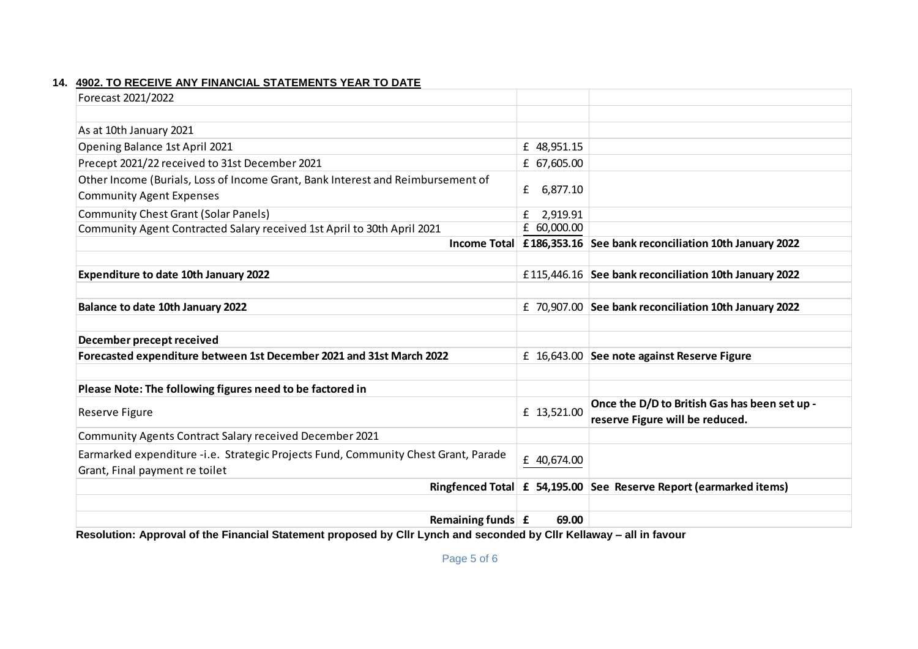## 14. 4902. TO RECEIVE ANY FINANCIAL STATEMENTS YEAR TO DATE

| Forecast 2021/2022 | | |
|---|---|---|
| | | |
| As at 10th January 2021 | | |
| Opening Balance 1st April 2021 | £ 48,951.15 | |
| Precept 2021/22 received to 31st December 2021 | £ 67,605.00 | |
| Other Income (Burials, Loss of Income Grant, Bank Interest and Reimbursement of Community Agent Expenses | £ 6,877.10 | |
| Community Chest Grant (Solar Panels) | £ 2,919.91 | |
| Community Agent Contracted Salary received 1st April to 30th April 2021 | £ 60,000.00 | |
| **Income Total** | **£186,353.16** | **See bank reconciliation 10th January 2022** |
| | | |
| **Expenditure to date 10th January 2022** | £115,446.16 | **See bank reconciliation 10th January 2022** |
| | | |
| **Balance to date 10th January 2022** | £ 70,907.00 | **See bank reconciliation 10th January 2022** |
| | | |
| **December precept received** | | |
| **Forecasted expenditure between 1st December 2021 and 31st March 2022** | £ 16,643.00 | **See note against Reserve Figure** |
| | | |
| **Please Note: The following figures need to be factored in** | | |
| Reserve Figure | £ 13,521.00 | **Once the D/D to British Gas has been set up - reserve Figure will be reduced.** |
| Community Agents Contract Salary received December 2021 | | |
| Earmarked expenditure -i.e. Strategic Projects Fund, Community Chest Grant, Parade Grant, Final payment re toilet | £ 40,674.00 | |
| **Ringfenced Total** | **£ 54,195.00** | **See Reserve Report (earmarked items)** |
| | | |
| **Remaining funds** | **£ 69.00** | |

**Resolution: Approval of the Financial Statement proposed by Cllr Lynch and seconded by Cllr Kellaway – all in favour**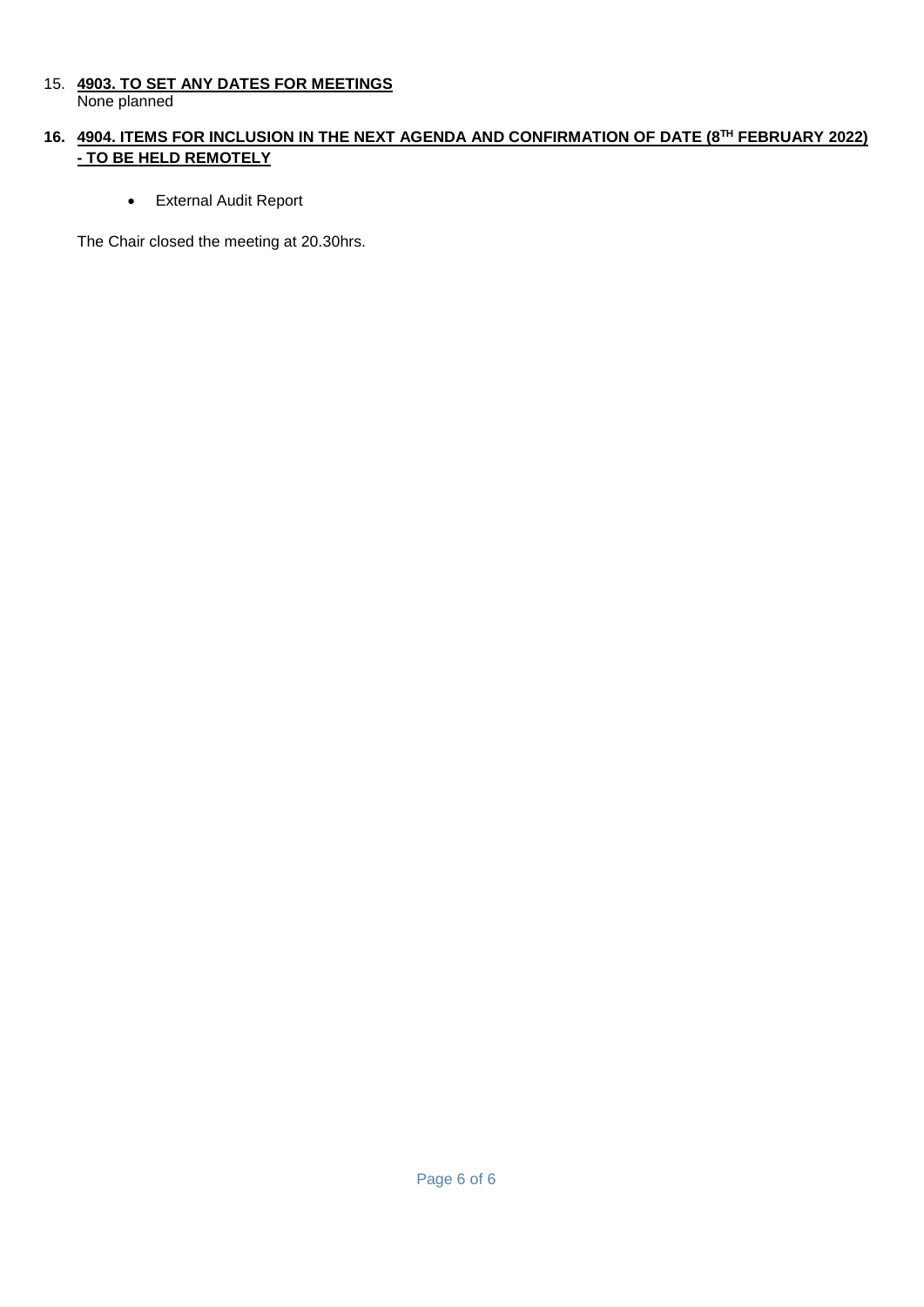15. **4903. TO SET ANY DATES FOR MEETINGS**
None planned

16. **4904. ITEMS FOR INCLUSION IN THE NEXT AGENDA AND CONFIRMATION OF DATE (8TH FEBRUARY 2022) - TO BE HELD REMOTELY**

- External Audit Report

The Chair closed the meeting at 20.30hrs.